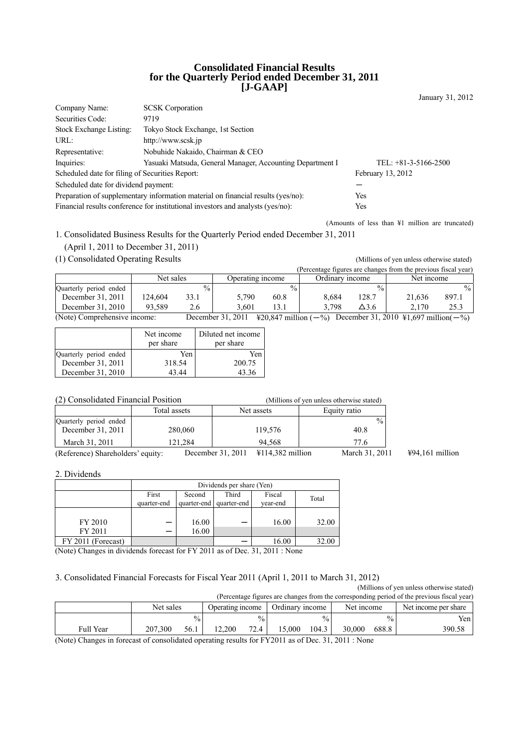# Consolidated Financial Results for the Quarterly Period ended December 31, 2011 [J-GAAP]

January 31, 2012

| | | |
|---|---|---|
| Company Name: | SCSK Corporation | |
| Securities Code: | 9719 | |
| Stock Exchange Listing: | Tokyo Stock Exchange, 1st Section | |
| URL: | http://www.scsk.jp | |
| Representative: | Nobuhide Nakaido, Chairman & CEO | |
| Inquiries: | Yasuaki Matsuda, General Manager, Accounting Department I | TEL: +81-3-5166-2500 |
| Scheduled date for filing of Securities Report: | | February 13, 2012 |
| Scheduled date for dividend payment: | | ― |
| Preparation of supplementary information material on financial results (yes/no): | | Yes |
| Financial results conference for institutional investors and analysts (yes/no): | | Yes |

(Amounts of less than ¥1 million are truncated)

## 1. Consolidated Business Results for the Quarterly Period ended December 31, 2011 (April 1, 2011 to December 31, 2011)

### (1) Consolidated Operating Results

(Millions of yen unless otherwise stated)

(Percentage figures are changes from the previous fiscal year)

| | Net sales | | Operating income | | Ordinary income | | Net income | |
|---|---|---|---|---|---|---|---|---|
| Quarterly period ended | | % | | % | | % | | % |
| December 31, 2011 | 124,604 | 33.1 | 5,790 | 60.8 | 8,684 | 128.7 | 21,636 | 897.1 |
| December 31, 2010 | 93,589 | 2.6 | 3,601 | 13.1 | 3,798 | Δ3.6 | 2,170 | 25.3 |

(Note) Comprehensive income: December 31, 2011 ¥20,847 million (－%) December 31, 2010 ¥1,697 million(－%)

| | Net income per share | Diluted net income per share |
|---|---|---|
| Quarterly period ended | Yen | Yen |
| December 31, 2011 | 318.54 | 200.75 |
| December 31, 2010 | 43.44 | 43.36 |

### (2) Consolidated Financial Position

(Millions of yen unless otherwise stated)

| | Total assets | Net assets | Equity ratio |
|---|---|---|---|
| Quarterly period ended | | | % |
| December 31, 2011 | 280,060 | 119,576 | 40.8 |
| March 31, 2011 | 121,284 | 94,568 | 77.6 |

(Reference) Shareholders' equity: December 31, 2011 ¥114,382 million March 31, 2011 ¥94,161 million

## 2. Dividends

| | Dividends per share (Yen) | | | | |
|---|---|---|---|---|---|
| | First quarter-end | Second quarter-end | Third quarter-end | Fiscal year-end | Total |
| FY 2010 | ― | 16.00 | ― | 16.00 | 32.00 |
| FY 2011 | ― | 16.00 | | | |
| FY 2011 (Forecast) | | | ― | 16.00 | 32.00 |

(Note) Changes in dividends forecast for FY 2011 as of Dec. 31, 2011 : None

## 3. Consolidated Financial Forecasts for Fiscal Year 2011 (April 1, 2011 to March 31, 2012)

(Millions of yen unless otherwise stated)

(Percentage figures are changes from the corresponding period of the previous fiscal year)

| | Net sales | | Operating income | | Ordinary income | | Net income | | Net income per share |
|---|---|---|---|---|---|---|---|---|---|
| | | % | | % | | % | | % | Yen |
| Full Year | 207,300 | 56.1 | 12,200 | 72.4 | 15,000 | 104.3 | 30,000 | 688.8 | 390.58 |

(Note) Changes in forecast of consolidated operating results for FY2011 as of Dec. 31, 2011 : None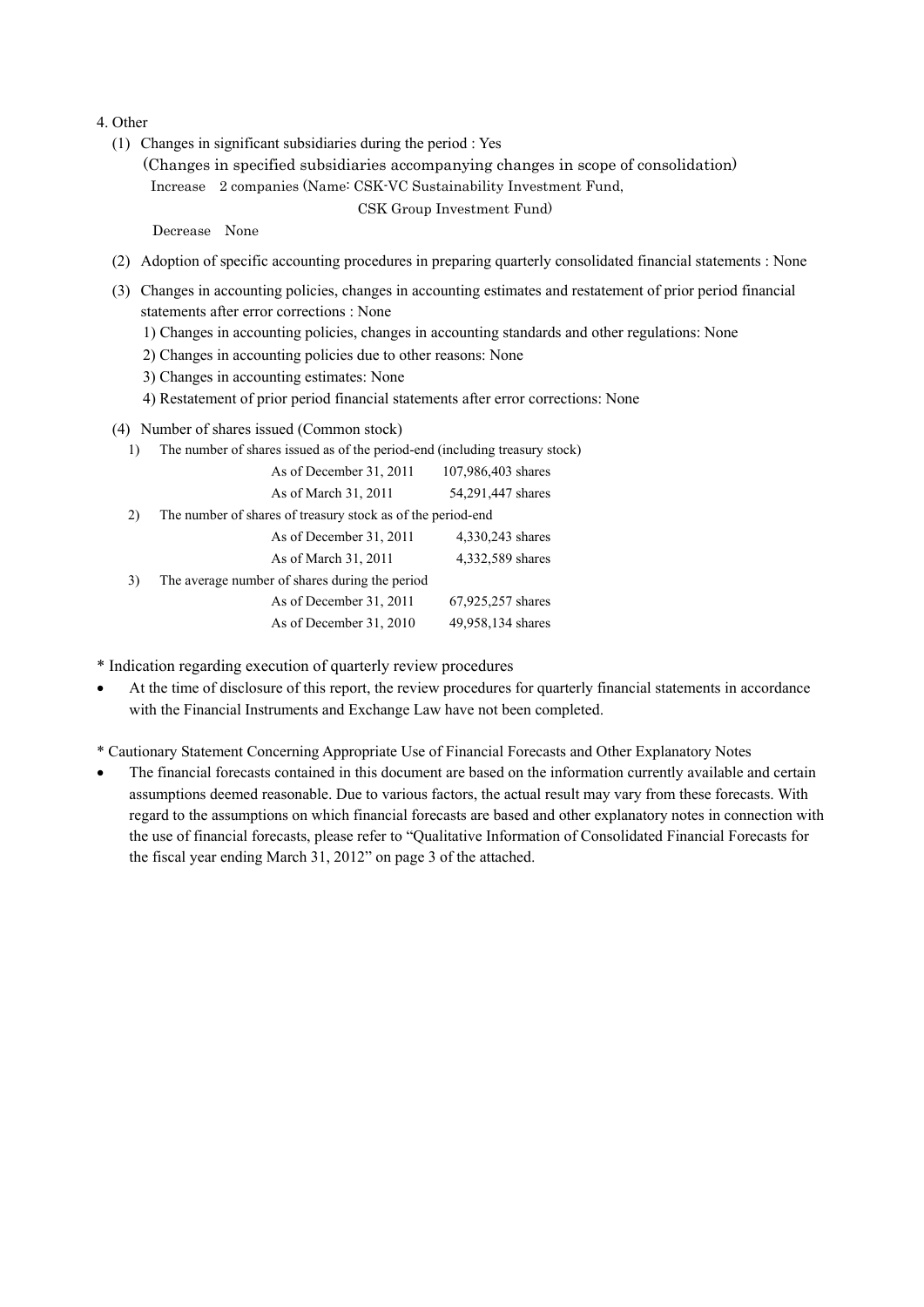4. Other

(1) Changes in significant subsidiaries during the period : Yes

(Changes in specified subsidiaries accompanying changes in scope of consolidation)

Increase　2 companies (Name: CSK-VC Sustainability Investment Fund, CSK Group Investment Fund)

Decrease　None

(2) Adoption of specific accounting procedures in preparing quarterly consolidated financial statements : None

(3) Changes in accounting policies, changes in accounting estimates and restatement of prior period financial statements after error corrections : None

1) Changes in accounting policies, changes in accounting standards and other regulations: None

2) Changes in accounting policies due to other reasons: None

3) Changes in accounting estimates: None

4) Restatement of prior period financial statements after error corrections: None

(4) Number of shares issued (Common stock)

1) The number of shares issued as of the period-end (including treasury stock)

| | |
|---|---|
| As of December 31, 2011 | 107,986,403 shares |
| As of March 31, 2011 | 54,291,447 shares |

2) The number of shares of treasury stock as of the period-end

| | |
|---|---|
| As of December 31, 2011 | 4,330,243 shares |
| As of March 31, 2011 | 4,332,589 shares |

3) The average number of shares during the period

| | |
|---|---|
| As of December 31, 2011 | 67,925,257 shares |
| As of December 31, 2010 | 49,958,134 shares |

\* Indication regarding execution of quarterly review procedures

- At the time of disclosure of this report, the review procedures for quarterly financial statements in accordance with the Financial Instruments and Exchange Law have not been completed.

\* Cautionary Statement Concerning Appropriate Use of Financial Forecasts and Other Explanatory Notes

- The financial forecasts contained in this document are based on the information currently available and certain assumptions deemed reasonable. Due to various factors, the actual result may vary from these forecasts. With regard to the assumptions on which financial forecasts are based and other explanatory notes in connection with the use of financial forecasts, please refer to "Qualitative Information of Consolidated Financial Forecasts for the fiscal year ending March 31, 2012" on page 3 of the attached.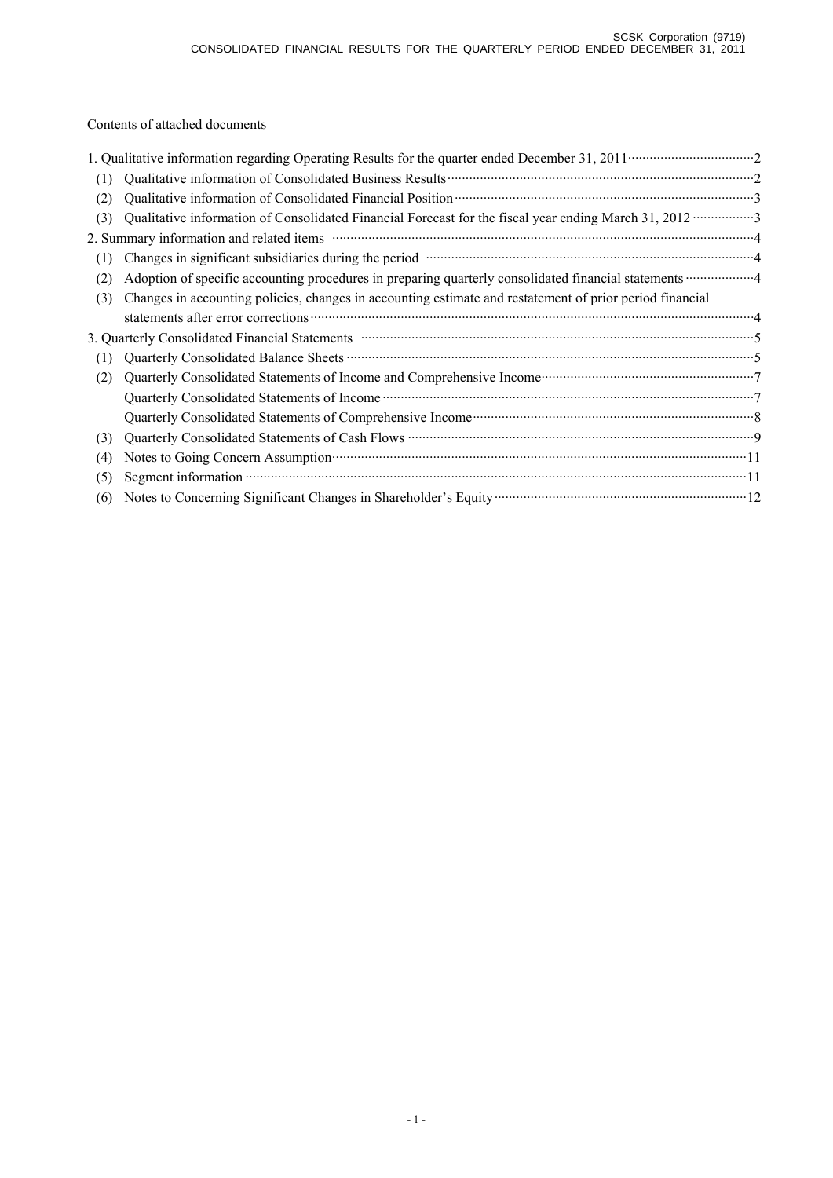Contents of attached documents

1. Qualitative information regarding Operating Results for the quarter ended December 31, 2011 ··· 2
   (1) Qualitative information of Consolidated Business Results ··· 2
   (2) Qualitative information of Consolidated Financial Position ··· 3
   (3) Qualitative information of Consolidated Financial Forecast for the fiscal year ending March 31, 2012 ··· 3
2. Summary information and related items ··· 4
   (1) Changes in significant subsidiaries during the period ··· 4
   (2) Adoption of specific accounting procedures in preparing quarterly consolidated financial statements ··· 4
   (3) Changes in accounting policies, changes in accounting estimate and restatement of prior period financial statements after error corrections ··· 4
3. Quarterly Consolidated Financial Statements ··· 5
   (1) Quarterly Consolidated Balance Sheets ··· 5
   (2) Quarterly Consolidated Statements of Income and Comprehensive Income ··· 7
       Quarterly Consolidated Statements of Income ··· 7
       Quarterly Consolidated Statements of Comprehensive Income ··· 8
   (3) Quarterly Consolidated Statements of Cash Flows ··· 9
   (4) Notes to Going Concern Assumption ··· 11
   (5) Segment information ··· 11
   (6) Notes to Concerning Significant Changes in Shareholder's Equity ··· 12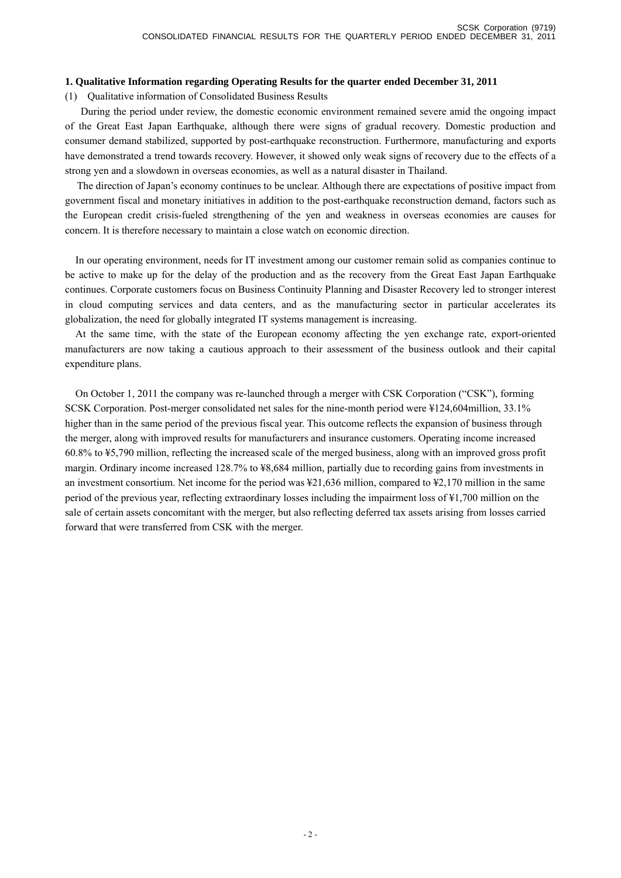### 1. Qualitative Information regarding Operating Results for the quarter ended December 31, 2011

(1) Qualitative information of Consolidated Business Results

During the period under review, the domestic economic environment remained severe amid the ongoing impact of the Great East Japan Earthquake, although there were signs of gradual recovery. Domestic production and consumer demand stabilized, supported by post-earthquake reconstruction. Furthermore, manufacturing and exports have demonstrated a trend towards recovery. However, it showed only weak signs of recovery due to the effects of a strong yen and a slowdown in overseas economies, as well as a natural disaster in Thailand.

The direction of Japan's economy continues to be unclear. Although there are expectations of positive impact from government fiscal and monetary initiatives in addition to the post-earthquake reconstruction demand, factors such as the European credit crisis-fueled strengthening of the yen and weakness in overseas economies are causes for concern. It is therefore necessary to maintain a close watch on economic direction.

In our operating environment, needs for IT investment among our customer remain solid as companies continue to be active to make up for the delay of the production and as the recovery from the Great East Japan Earthquake continues. Corporate customers focus on Business Continuity Planning and Disaster Recovery led to stronger interest in cloud computing services and data centers, and as the manufacturing sector in particular accelerates its globalization, the need for globally integrated IT systems management is increasing.

At the same time, with the state of the European economy affecting the yen exchange rate, export-oriented manufacturers are now taking a cautious approach to their assessment of the business outlook and their capital expenditure plans.

On October 1, 2011 the company was re-launched through a merger with CSK Corporation ("CSK"), forming SCSK Corporation. Post-merger consolidated net sales for the nine-month period were ¥124,604million, 33.1% higher than in the same period of the previous fiscal year. This outcome reflects the expansion of business through the merger, along with improved results for manufacturers and insurance customers. Operating income increased 60.8% to ¥5,790 million, reflecting the increased scale of the merged business, along with an improved gross profit margin. Ordinary income increased 128.7% to ¥8,684 million, partially due to recording gains from investments in an investment consortium. Net income for the period was ¥21,636 million, compared to ¥2,170 million in the same period of the previous year, reflecting extraordinary losses including the impairment loss of ¥1,700 million on the sale of certain assets concomitant with the merger, but also reflecting deferred tax assets arising from losses carried forward that were transferred from CSK with the merger.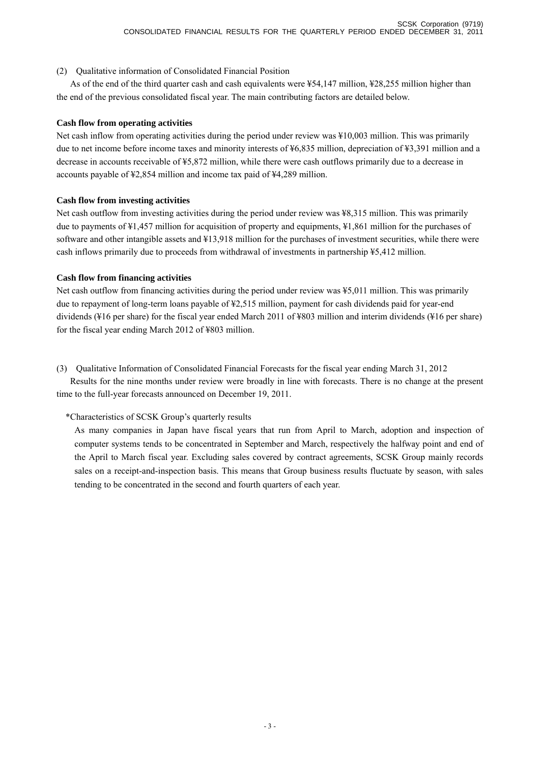(2) Qualitative information of Consolidated Financial Position

As of the end of the third quarter cash and cash equivalents were ¥54,147 million, ¥28,255 million higher than the end of the previous consolidated fiscal year. The main contributing factors are detailed below.

**Cash flow from operating activities**

Net cash inflow from operating activities during the period under review was ¥10,003 million. This was primarily due to net income before income taxes and minority interests of ¥6,835 million, depreciation of ¥3,391 million and a decrease in accounts receivable of ¥5,872 million, while there were cash outflows primarily due to a decrease in accounts payable of ¥2,854 million and income tax paid of ¥4,289 million.

**Cash flow from investing activities**

Net cash outflow from investing activities during the period under review was ¥8,315 million. This was primarily due to payments of ¥1,457 million for acquisition of property and equipments, ¥1,861 million for the purchases of software and other intangible assets and ¥13,918 million for the purchases of investment securities, while there were cash inflows primarily due to proceeds from withdrawal of investments in partnership ¥5,412 million.

**Cash flow from financing activities**

Net cash outflow from financing activities during the period under review was ¥5,011 million. This was primarily due to repayment of long-term loans payable of ¥2,515 million, payment for cash dividends paid for year-end dividends (¥16 per share) for the fiscal year ended March 2011 of ¥803 million and interim dividends (¥16 per share) for the fiscal year ending March 2012 of ¥803 million.

(3) Qualitative Information of Consolidated Financial Forecasts for the fiscal year ending March 31, 2012

Results for the nine months under review were broadly in line with forecasts. There is no change at the present time to the full-year forecasts announced on December 19, 2011.

*Characteristics of SCSK Group's quarterly results

As many companies in Japan have fiscal years that run from April to March, adoption and inspection of computer systems tends to be concentrated in September and March, respectively the halfway point and end of the April to March fiscal year. Excluding sales covered by contract agreements, SCSK Group mainly records sales on a receipt-and-inspection basis. This means that Group business results fluctuate by season, with sales tending to be concentrated in the second and fourth quarters of each year.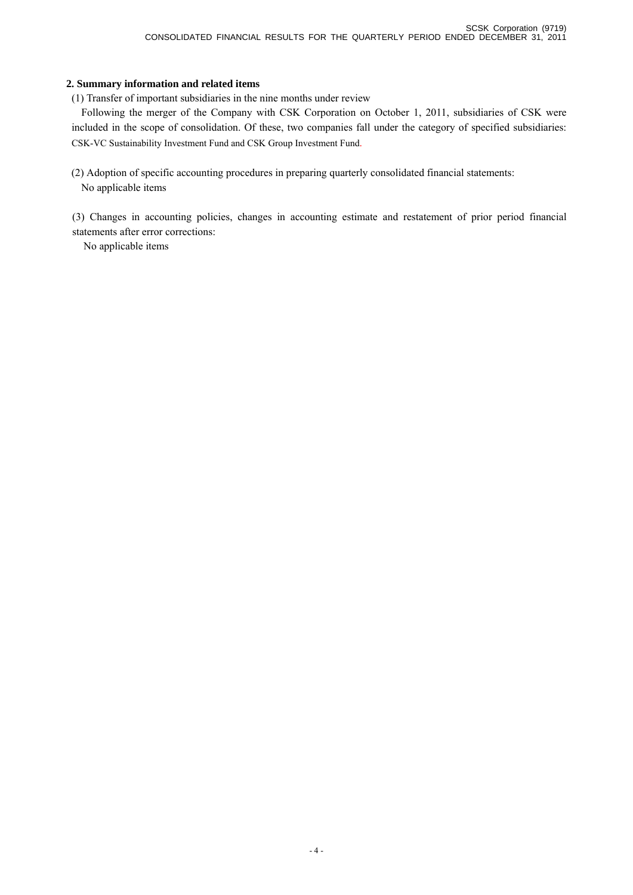## 2. Summary information and related items

(1) Transfer of important subsidiaries in the nine months under review

Following the merger of the Company with CSK Corporation on October 1, 2011, subsidiaries of CSK were included in the scope of consolidation. Of these, two companies fall under the category of specified subsidiaries: CSK-VC Sustainability Investment Fund and CSK Group Investment Fund.

(2) Adoption of specific accounting procedures in preparing quarterly consolidated financial statements:

No applicable items

(3) Changes in accounting policies, changes in accounting estimate and restatement of prior period financial statements after error corrections:

No applicable items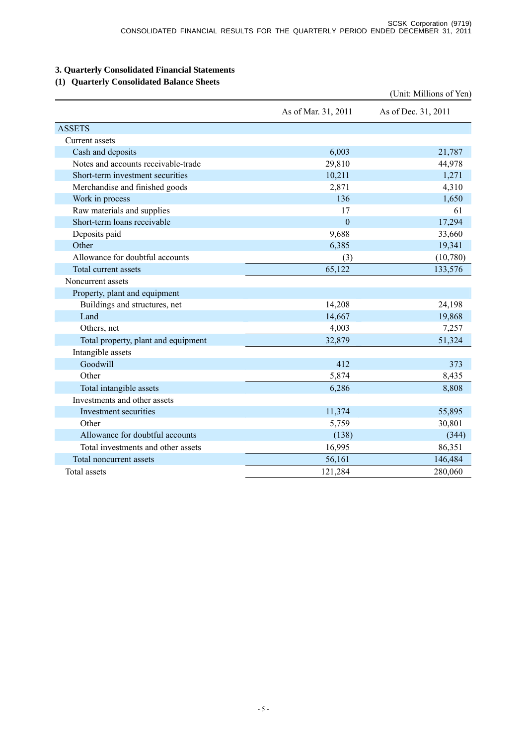### 3. Quarterly Consolidated Financial Statements

### (1) Quarterly Consolidated Balance Sheets

(Unit: Millions of Yen)

| | As of Mar. 31, 2011 | As of Dec. 31, 2011 |
|---|---|---|
| ASSETS | | |
| Current assets | | |
| Cash and deposits | 6,003 | 21,787 |
| Notes and accounts receivable-trade | 29,810 | 44,978 |
| Short-term investment securities | 10,211 | 1,271 |
| Merchandise and finished goods | 2,871 | 4,310 |
| Work in process | 136 | 1,650 |
| Raw materials and supplies | 17 | 61 |
| Short-term loans receivable | 0 | 17,294 |
| Deposits paid | 9,688 | 33,660 |
| Other | 6,385 | 19,341 |
| Allowance for doubtful accounts | (3) | (10,780) |
| Total current assets | 65,122 | 133,576 |
| Noncurrent assets | | |
| Property, plant and equipment | | |
| Buildings and structures, net | 14,208 | 24,198 |
| Land | 14,667 | 19,868 |
| Others, net | 4,003 | 7,257 |
| Total property, plant and equipment | 32,879 | 51,324 |
| Intangible assets | | |
| Goodwill | 412 | 373 |
| Other | 5,874 | 8,435 |
| Total intangible assets | 6,286 | 8,808 |
| Investments and other assets | | |
| Investment securities | 11,374 | 55,895 |
| Other | 5,759 | 30,801 |
| Allowance for doubtful accounts | (138) | (344) |
| Total investments and other assets | 16,995 | 86,351 |
| Total noncurrent assets | 56,161 | 146,484 |
| Total assets | 121,284 | 280,060 |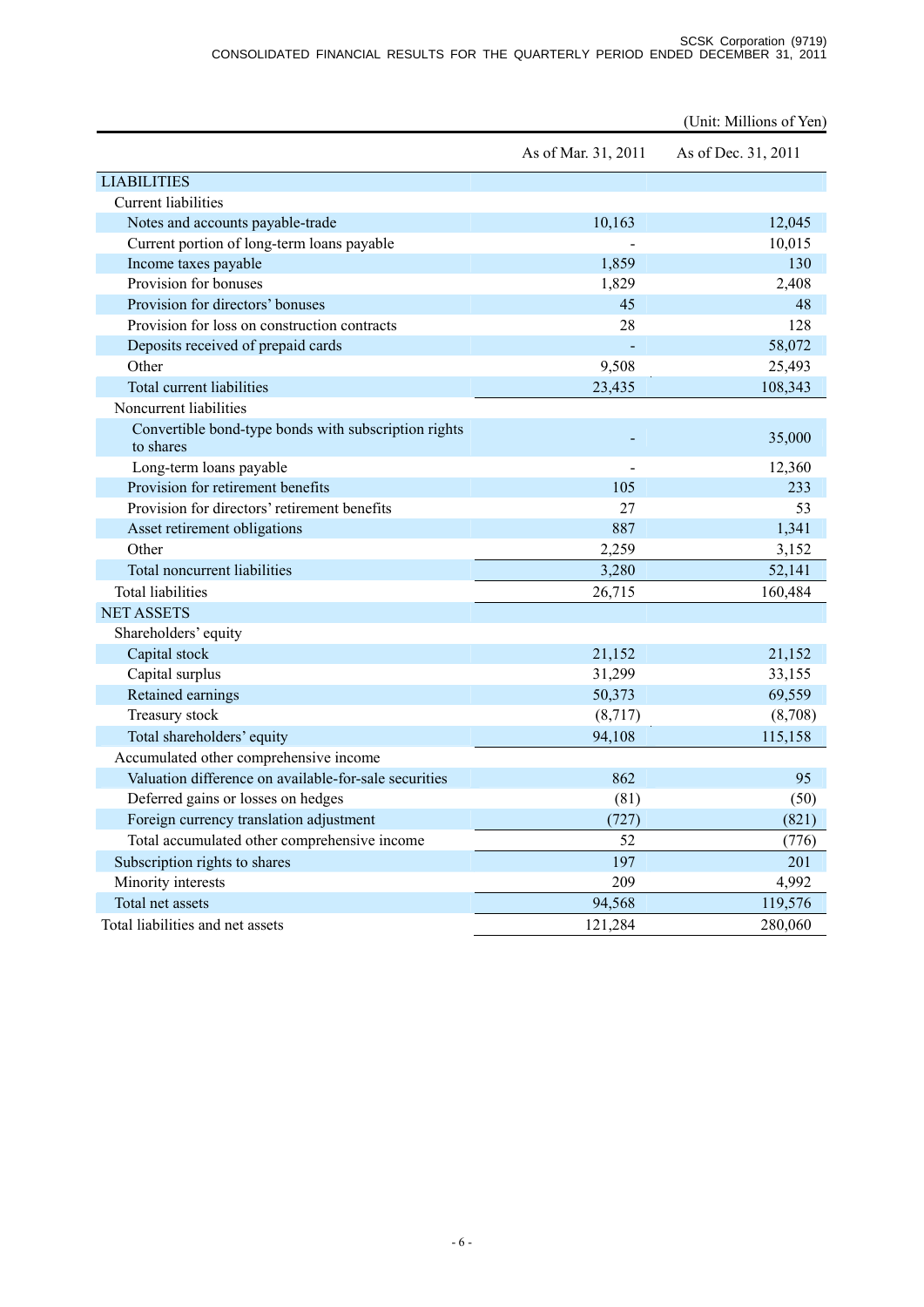(Unit: Millions of Yen)

| | As of Mar. 31, 2011 | As of Dec. 31, 2011 |
|---|---|---|
| LIABILITIES | | |
| Current liabilities | | |
| Notes and accounts payable-trade | 10,163 | 12,045 |
| Current portion of long-term loans payable | - | 10,015 |
| Income taxes payable | 1,859 | 130 |
| Provision for bonuses | 1,829 | 2,408 |
| Provision for directors' bonuses | 45 | 48 |
| Provision for loss on construction contracts | 28 | 128 |
| Deposits received of prepaid cards | - | 58,072 |
| Other | 9,508 | 25,493 |
| Total current liabilities | 23,435 | 108,343 |
| Noncurrent liabilities | | |
| Convertible bond-type bonds with subscription rights to shares | - | 35,000 |
| Long-term loans payable | - | 12,360 |
| Provision for retirement benefits | 105 | 233 |
| Provision for directors' retirement benefits | 27 | 53 |
| Asset retirement obligations | 887 | 1,341 |
| Other | 2,259 | 3,152 |
| Total noncurrent liabilities | 3,280 | 52,141 |
| Total liabilities | 26,715 | 160,484 |
| NET ASSETS | | |
| Shareholders' equity | | |
| Capital stock | 21,152 | 21,152 |
| Capital surplus | 31,299 | 33,155 |
| Retained earnings | 50,373 | 69,559 |
| Treasury stock | (8,717) | (8,708) |
| Total shareholders' equity | 94,108 | 115,158 |
| Accumulated other comprehensive income | | |
| Valuation difference on available-for-sale securities | 862 | 95 |
| Deferred gains or losses on hedges | (81) | (50) |
| Foreign currency translation adjustment | (727) | (821) |
| Total accumulated other comprehensive income | 52 | (776) |
| Subscription rights to shares | 197 | 201 |
| Minority interests | 209 | 4,992 |
| Total net assets | 94,568 | 119,576 |
| Total liabilities and net assets | 121,284 | 280,060 |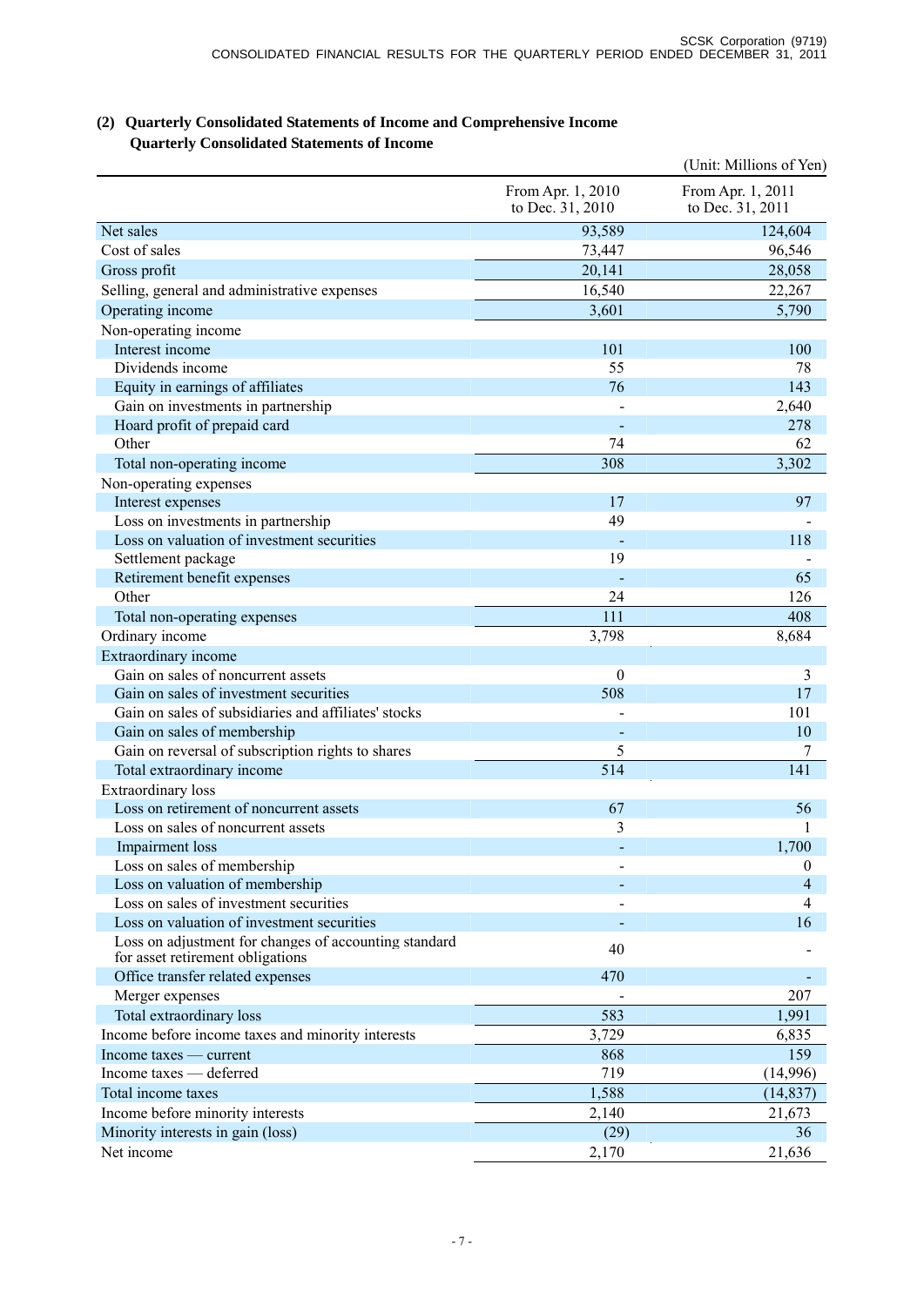### (2) Quarterly Consolidated Statements of Income and Comprehensive Income

#### Quarterly Consolidated Statements of Income

(Unit: Millions of Yen)

| | From Apr. 1, 2010 to Dec. 31, 2010 | From Apr. 1, 2011 to Dec. 31, 2011 |
|---|---|---|
| Net sales | 93,589 | 124,604 |
| Cost of sales | 73,447 | 96,546 |
| Gross profit | 20,141 | 28,058 |
| Selling, general and administrative expenses | 16,540 | 22,267 |
| Operating income | 3,601 | 5,790 |
| Non-operating income | | |
| Interest income | 101 | 100 |
| Dividends income | 55 | 78 |
| Equity in earnings of affiliates | 76 | 143 |
| Gain on investments in partnership | - | 2,640 |
| Hoard profit of prepaid card | - | 278 |
| Other | 74 | 62 |
| Total non-operating income | 308 | 3,302 |
| Non-operating expenses | | |
| Interest expenses | 17 | 97 |
| Loss on investments in partnership | 49 | - |
| Loss on valuation of investment securities | - | 118 |
| Settlement package | 19 | - |
| Retirement benefit expenses | - | 65 |
| Other | 24 | 126 |
| Total non-operating expenses | 111 | 408 |
| Ordinary income | 3,798 | 8,684 |
| Extraordinary income | | |
| Gain on sales of noncurrent assets | 0 | 3 |
| Gain on sales of investment securities | 508 | 17 |
| Gain on sales of subsidiaries and affiliates' stocks | - | 101 |
| Gain on sales of membership | - | 10 |
| Gain on reversal of subscription rights to shares | 5 | 7 |
| Total extraordinary income | 514 | 141 |
| Extraordinary loss | | |
| Loss on retirement of noncurrent assets | 67 | 56 |
| Loss on sales of noncurrent assets | 3 | 1 |
| Impairment loss | - | 1,700 |
| Loss on sales of membership | - | 0 |
| Loss on valuation of membership | - | 4 |
| Loss on sales of investment securities | - | 4 |
| Loss on valuation of investment securities | - | 16 |
| Loss on adjustment for changes of accounting standard for asset retirement obligations | 40 | - |
| Office transfer related expenses | 470 | - |
| Merger expenses | - | 207 |
| Total extraordinary loss | 583 | 1,991 |
| Income before income taxes and minority interests | 3,729 | 6,835 |
| Income taxes — current | 868 | 159 |
| Income taxes — deferred | 719 | (14,996) |
| Total income taxes | 1,588 | (14,837) |
| Income before minority interests | 2,140 | 21,673 |
| Minority interests in gain (loss) | (29) | 36 |
| Net income | 2,170 | 21,636 |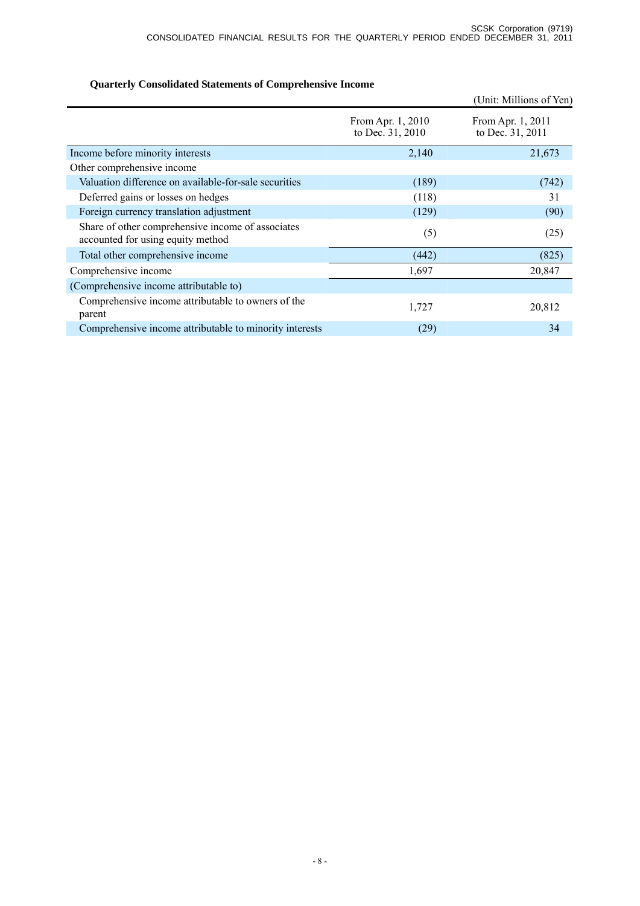## Quarterly Consolidated Statements of Comprehensive Income

(Unit: Millions of Yen)

| | From Apr. 1, 2010 to Dec. 31, 2010 | From Apr. 1, 2011 to Dec. 31, 2011 |
|---|---|---|
| Income before minority interests | 2,140 | 21,673 |
| Other comprehensive income | | |
| Valuation difference on available-for-sale securities | (189) | (742) |
| Deferred gains or losses on hedges | (118) | 31 |
| Foreign currency translation adjustment | (129) | (90) |
| Share of other comprehensive income of associates accounted for using equity method | (5) | (25) |
| Total other comprehensive income | (442) | (825) |
| Comprehensive income | 1,697 | 20,847 |
| (Comprehensive income attributable to) | | |
| Comprehensive income attributable to owners of the parent | 1,727 | 20,812 |
| Comprehensive income attributable to minority interests | (29) | 34 |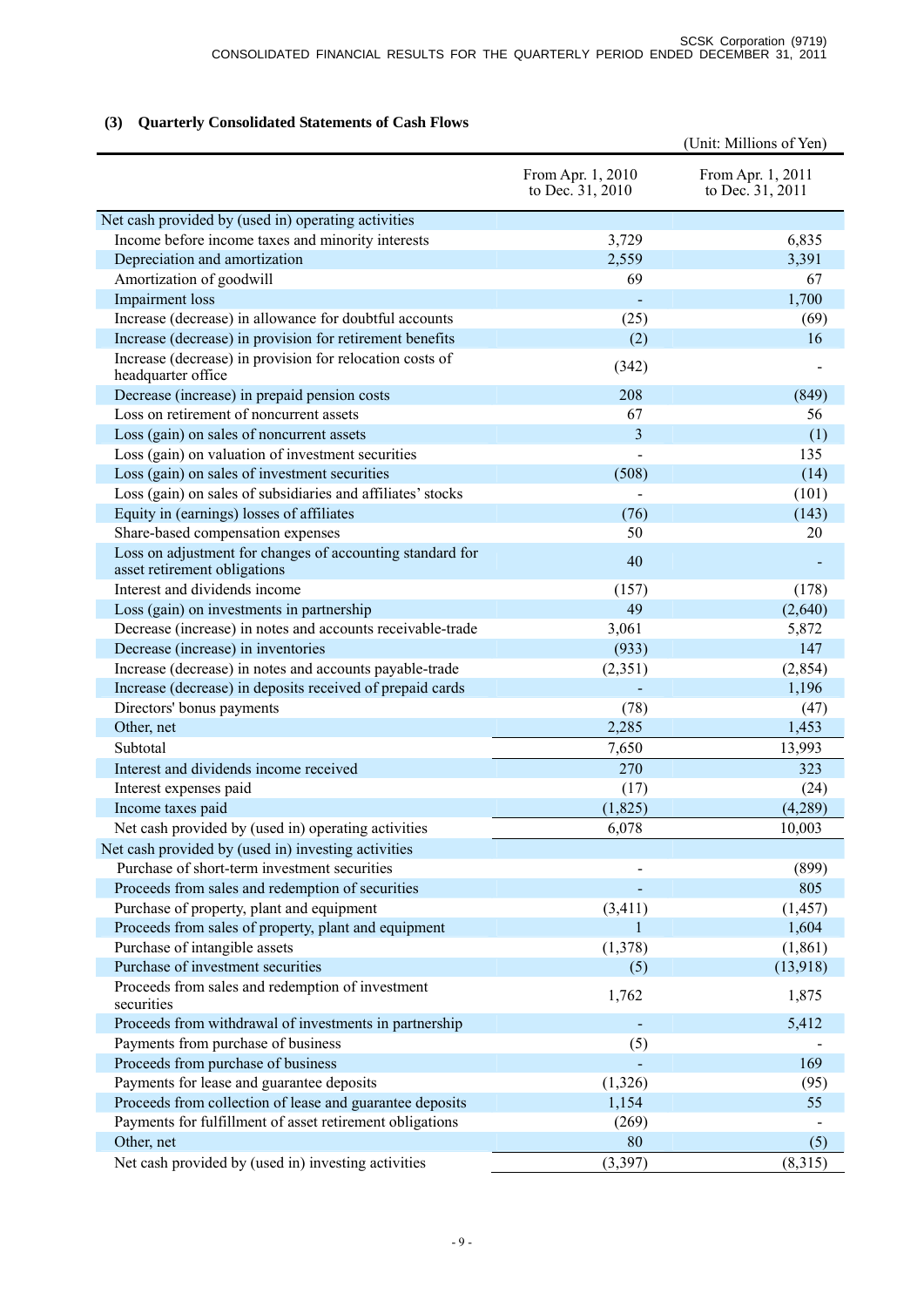### (3) Quarterly Consolidated Statements of Cash Flows

(Unit: Millions of Yen)

| | From Apr. 1, 2010 to Dec. 31, 2010 | From Apr. 1, 2011 to Dec. 31, 2011 |
|---|---|---|
| Net cash provided by (used in) operating activities | | |
| Income before income taxes and minority interests | 3,729 | 6,835 |
| Depreciation and amortization | 2,559 | 3,391 |
| Amortization of goodwill | 69 | 67 |
| Impairment loss | - | 1,700 |
| Increase (decrease) in allowance for doubtful accounts | (25) | (69) |
| Increase (decrease) in provision for retirement benefits | (2) | 16 |
| Increase (decrease) in provision for relocation costs of headquarter office | (342) | - |
| Decrease (increase) in prepaid pension costs | 208 | (849) |
| Loss on retirement of noncurrent assets | 67 | 56 |
| Loss (gain) on sales of noncurrent assets | 3 | (1) |
| Loss (gain) on valuation of investment securities | - | 135 |
| Loss (gain) on sales of investment securities | (508) | (14) |
| Loss (gain) on sales of subsidiaries and affiliates' stocks | - | (101) |
| Equity in (earnings) losses of affiliates | (76) | (143) |
| Share-based compensation expenses | 50 | 20 |
| Loss on adjustment for changes of accounting standard for asset retirement obligations | 40 | - |
| Interest and dividends income | (157) | (178) |
| Loss (gain) on investments in partnership | 49 | (2,640) |
| Decrease (increase) in notes and accounts receivable-trade | 3,061 | 5,872 |
| Decrease (increase) in inventories | (933) | 147 |
| Increase (decrease) in notes and accounts payable-trade | (2,351) | (2,854) |
| Increase (decrease) in deposits received of prepaid cards | - | 1,196 |
| Directors' bonus payments | (78) | (47) |
| Other, net | 2,285 | 1,453 |
| Subtotal | 7,650 | 13,993 |
| Interest and dividends income received | 270 | 323 |
| Interest expenses paid | (17) | (24) |
| Income taxes paid | (1,825) | (4,289) |
| Net cash provided by (used in) operating activities | 6,078 | 10,003 |
| Net cash provided by (used in) investing activities | | |
| Purchase of short-term investment securities | - | (899) |
| Proceeds from sales and redemption of securities | - | 805 |
| Purchase of property, plant and equipment | (3,411) | (1,457) |
| Proceeds from sales of property, plant and equipment | 1 | 1,604 |
| Purchase of intangible assets | (1,378) | (1,861) |
| Purchase of investment securities | (5) | (13,918) |
| Proceeds from sales and redemption of investment securities | 1,762 | 1,875 |
| Proceeds from withdrawal of investments in partnership | - | 5,412 |
| Payments from purchase of business | (5) | - |
| Proceeds from purchase of business | - | 169 |
| Payments for lease and guarantee deposits | (1,326) | (95) |
| Proceeds from collection of lease and guarantee deposits | 1,154 | 55 |
| Payments for fulfillment of asset retirement obligations | (269) | - |
| Other, net | 80 | (5) |
| Net cash provided by (used in) investing activities | (3,397) | (8,315) |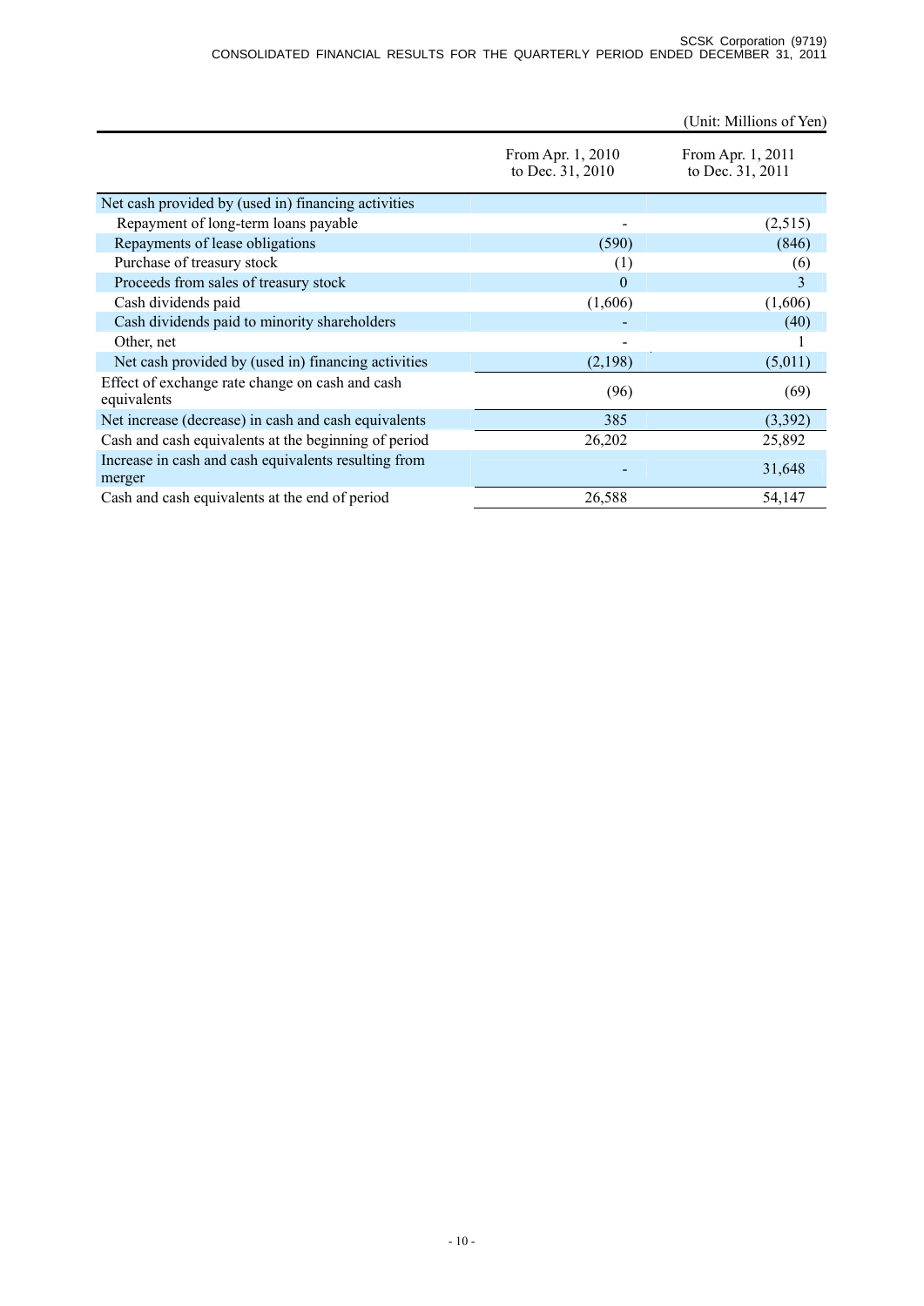(Unit: Millions of Yen)

| | From Apr. 1, 2010 to Dec. 31, 2010 | From Apr. 1, 2011 to Dec. 31, 2011 |
|---|---|---|
| Net cash provided by (used in) financing activities | | |
| Repayment of long-term loans payable | - | (2,515) |
| Repayments of lease obligations | (590) | (846) |
| Purchase of treasury stock | (1) | (6) |
| Proceeds from sales of treasury stock | 0 | 3 |
| Cash dividends paid | (1,606) | (1,606) |
| Cash dividends paid to minority shareholders | - | (40) |
| Other, net | - | 1 |
| Net cash provided by (used in) financing activities | (2,198) | (5,011) |
| Effect of exchange rate change on cash and cash equivalents | (96) | (69) |
| Net increase (decrease) in cash and cash equivalents | 385 | (3,392) |
| Cash and cash equivalents at the beginning of period | 26,202 | 25,892 |
| Increase in cash and cash equivalents resulting from merger | - | 31,648 |
| Cash and cash equivalents at the end of period | 26,588 | 54,147 |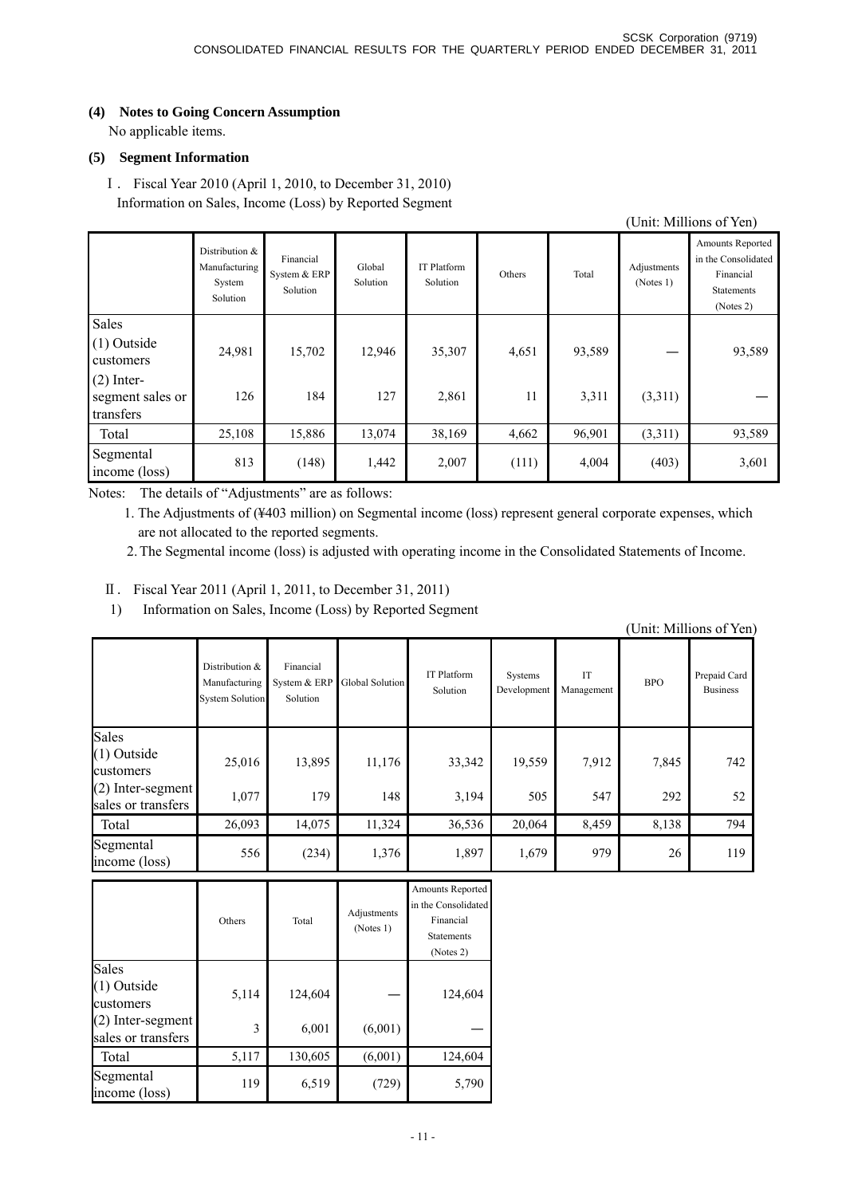### (4) Notes to Going Concern Assumption

No applicable items.

### (5) Segment Information

Ⅰ. Fiscal Year 2010 (April 1, 2010, to December 31, 2010)
Information on Sales, Income (Loss) by Reported Segment

(Unit: Millions of Yen)

| | Distribution & Manufacturing System Solution | Financial System & ERP Solution | Global Solution | IT Platform Solution | Others | Total | Adjustments (Notes 1) | Amounts Reported in the Consolidated Financial Statements (Notes 2) |
|---|---|---|---|---|---|---|---|---|
| Sales | | | | | | | | |
| (1) Outside customers | 24,981 | 15,702 | 12,946 | 35,307 | 4,651 | 93,589 | — | 93,589 |
| (2) Inter-segment sales or transfers | 126 | 184 | 127 | 2,861 | 11 | 3,311 | (3,311) | — |
| Total | 25,108 | 15,886 | 13,074 | 38,169 | 4,662 | 96,901 | (3,311) | 93,589 |
| Segmental income (loss) | 813 | (148) | 1,442 | 2,007 | (111) | 4,004 | (403) | 3,601 |

Notes: The details of "Adjustments" are as follows:

1. The Adjustments of (¥403 million) on Segmental income (loss) represent general corporate expenses, which are not allocated to the reported segments.
2. The Segmental income (loss) is adjusted with operating income in the Consolidated Statements of Income.

Ⅱ. Fiscal Year 2011 (April 1, 2011, to December 31, 2011)

1) Information on Sales, Income (Loss) by Reported Segment

(Unit: Millions of Yen)

| | Distribution & Manufacturing System Solution | Financial System & ERP Solution | Global Solution | IT Platform Solution | Systems Development | IT Management | BPO | Prepaid Card Business |
|---|---|---|---|---|---|---|---|---|
| Sales | | | | | | | | |
| (1) Outside customers | 25,016 | 13,895 | 11,176 | 33,342 | 19,559 | 7,912 | 7,845 | 742 |
| (2) Inter-segment sales or transfers | 1,077 | 179 | 148 | 3,194 | 505 | 547 | 292 | 52 |
| Total | 26,093 | 14,075 | 11,324 | 36,536 | 20,064 | 8,459 | 8,138 | 794 |
| Segmental income (loss) | 556 | (234) | 1,376 | 1,897 | 1,679 | 979 | 26 | 119 |

| | Others | Total | Adjustments (Notes 1) | Amounts Reported in the Consolidated Financial Statements (Notes 2) |
|---|---|---|---|---|
| Sales | | | | |
| (1) Outside customers | 5,114 | 124,604 | — | 124,604 |
| (2) Inter-segment sales or transfers | 3 | 6,001 | (6,001) | — |
| Total | 5,117 | 130,605 | (6,001) | 124,604 |
| Segmental income (loss) | 119 | 6,519 | (729) | 5,790 |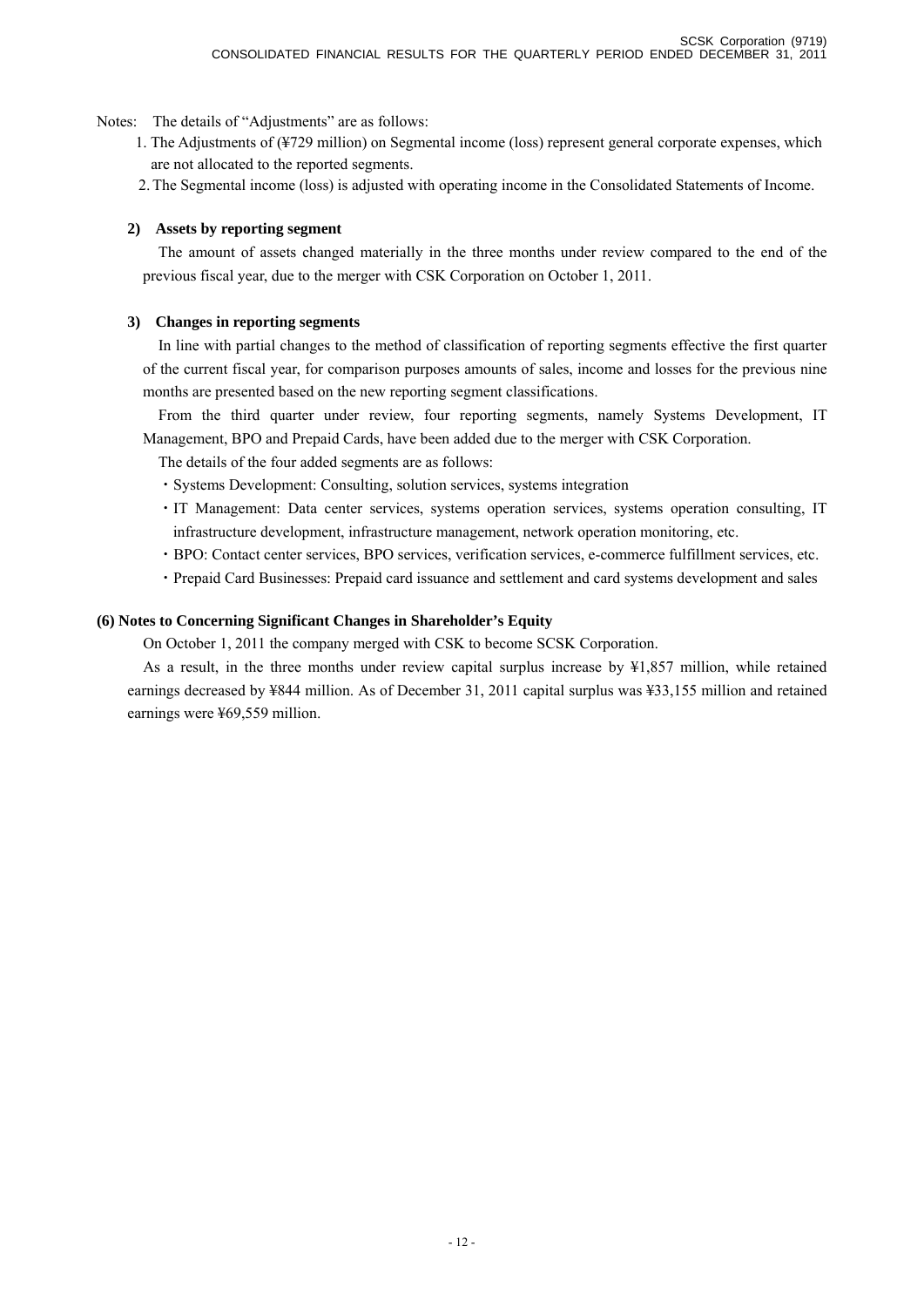Notes: The details of "Adjustments" are as follows:

1. The Adjustments of (¥729 million) on Segmental income (loss) represent general corporate expenses, which are not allocated to the reported segments.
2. The Segmental income (loss) is adjusted with operating income in the Consolidated Statements of Income.

**2) Assets by reporting segment**

The amount of assets changed materially in the three months under review compared to the end of the previous fiscal year, due to the merger with CSK Corporation on October 1, 2011.

**3) Changes in reporting segments**

In line with partial changes to the method of classification of reporting segments effective the first quarter of the current fiscal year, for comparison purposes amounts of sales, income and losses for the previous nine months are presented based on the new reporting segment classifications.

From the third quarter under review, four reporting segments, namely Systems Development, IT Management, BPO and Prepaid Cards, have been added due to the merger with CSK Corporation.

The details of the four added segments are as follows:

- Systems Development: Consulting, solution services, systems integration
- IT Management: Data center services, systems operation services, systems operation consulting, IT infrastructure development, infrastructure management, network operation monitoring, etc.
- BPO: Contact center services, BPO services, verification services, e-commerce fulfillment services, etc.
- Prepaid Card Businesses: Prepaid card issuance and settlement and card systems development and sales

**(6) Notes to Concerning Significant Changes in Shareholder's Equity**

On October 1, 2011 the company merged with CSK to become SCSK Corporation.

As a result, in the three months under review capital surplus increase by ¥1,857 million, while retained earnings decreased by ¥844 million. As of December 31, 2011 capital surplus was ¥33,155 million and retained earnings were ¥69,559 million.